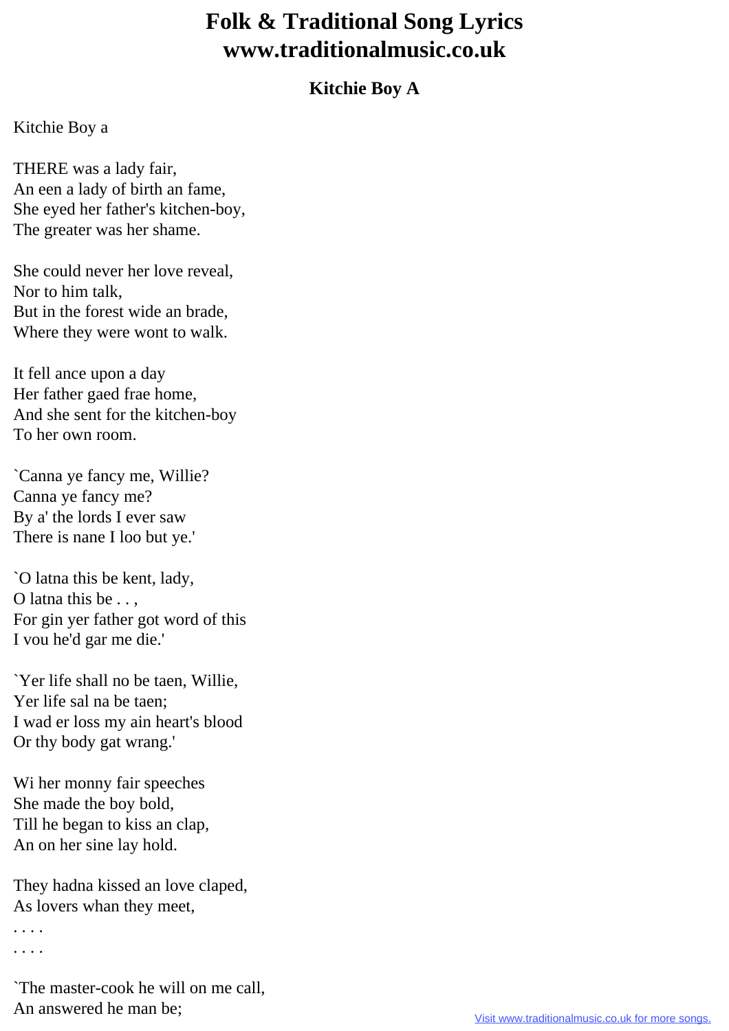# Folk & Traditional Song Lyrics www.traditionalmusic.co.uk

## Kitchie Boy A

Kitchie Boy a

THERE was a lady fair,
An een a lady of birth an fame,
She eyed her father's kitchen-boy,
The greater was her shame.

She could never her love reveal,
Nor to him talk,
But in the forest wide an brade,
Where they were wont to walk.

It fell ance upon a day
Her father gaed frae home,
And she sent for the kitchen-boy
To her own room.

`Canna ye fancy me, Willie?
Canna ye fancy me?
By a' the lords I ever saw
There is nane I loo but ye.'

`O latna this be kent, lady,
O latna this be . . ,
For gin yer father got word of this
I vou he'd gar me die.'

`Yer life shall no be taen, Willie,
Yer life sal na be taen;
I wad er loss my ain heart's blood
Or thy body gat wrang.'

Wi her monny fair speeches
She made the boy bold,
Till he began to kiss an clap,
An on her sine lay hold.

They hadna kissed an love claped,
As lovers whan they meet,
. . . .
. . . .

`The master-cook he will on me call,
An answered he man be;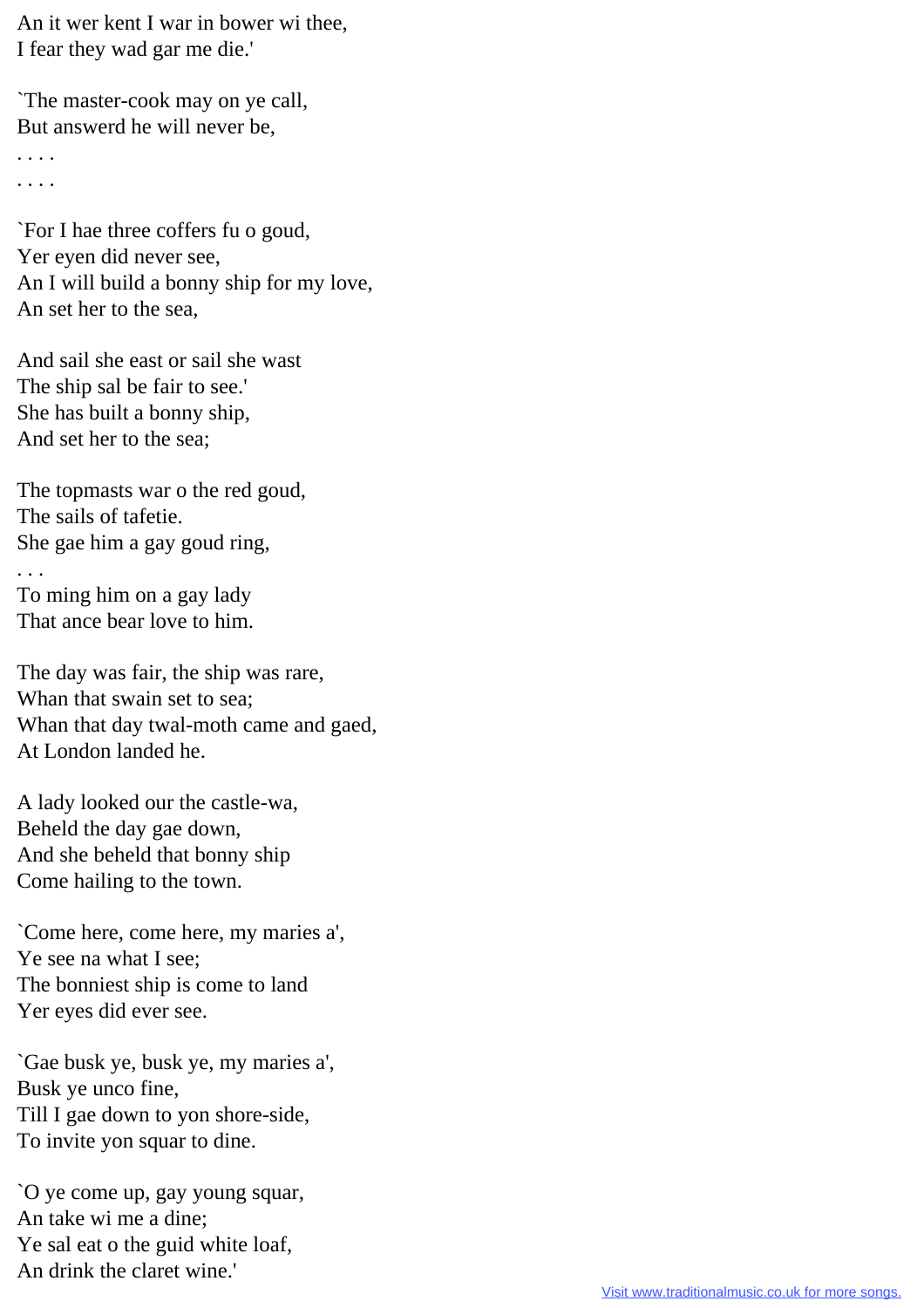An it wer kent I war in bower wi thee,
I fear they wad gar me die.'

`The master-cook may on ye call,
But answerd he will never be,
. . . .
. . . .

`For I hae three coffers fu o goud,
Yer eyen did never see,
An I will build a bonny ship for my love,
An set her to the sea,

And sail she east or sail she wast
The ship sal be fair to see.'
She has built a bonny ship,
And set her to the sea;

The topmasts war o the red goud,
The sails of tafetie.
She gae him a gay goud ring,
. . .
To ming him on a gay lady
That ance bear love to him.

The day was fair, the ship was rare,
Whan that swain set to sea;
Whan that day twal-moth came and gaed,
At London landed he.

A lady looked our the castle-wa,
Beheld the day gae down,
And she beheld that bonny ship
Come hailing to the town.

`Come here, come here, my maries a',
Ye see na what I see;
The bonniest ship is come to land
Yer eyes did ever see.

`Gae busk ye, busk ye, my maries a',
Busk ye unco fine,
Till I gae down to yon shore-side,
To invite yon squar to dine.

`O ye come up, gay young squar,
An take wi me a dine;
Ye sal eat o the guid white loaf,
An drink the claret wine.'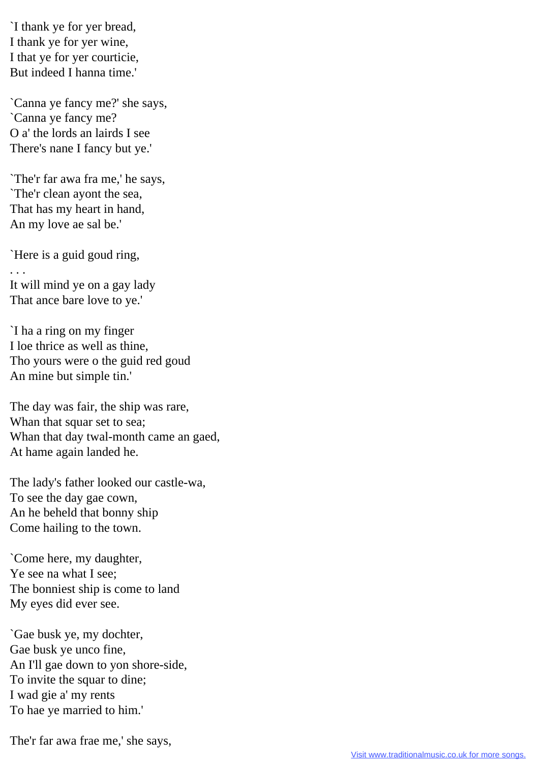`I thank ye for yer bread,
I thank ye for yer wine,
I that ye for yer courticie,
But indeed I hanna time.'

`Canna ye fancy me?' she says,
`Canna ye fancy me?
O a' the lords an lairds I see
There's nane I fancy but ye.'

`The'r far awa fra me,' he says,
`The'r clean ayont the sea,
That has my heart in hand,
An my love ae sal be.'

`Here is a guid goud ring,
. . .
It will mind ye on a gay lady
That ance bare love to ye.'

`I ha a ring on my finger
I loe thrice as well as thine,
Tho yours were o the guid red goud
An mine but simple tin.'

The day was fair, the ship was rare,
Whan that squar set to sea;
Whan that day twal-month came an gaed,
At hame again landed he.

The lady's father looked our castle-wa,
To see the day gae cown,
An he beheld that bonny ship
Come hailing to the town.

`Come here, my daughter,
Ye see na what I see;
The bonniest ship is come to land
My eyes did ever see.

`Gae busk ye, my dochter,
Gae busk ye unco fine,
An I'll gae down to yon shore-side,
To invite the squar to dine;
I wad gie a' my rents
To hae ye married to him.'

The'r far awa frae me,' she says,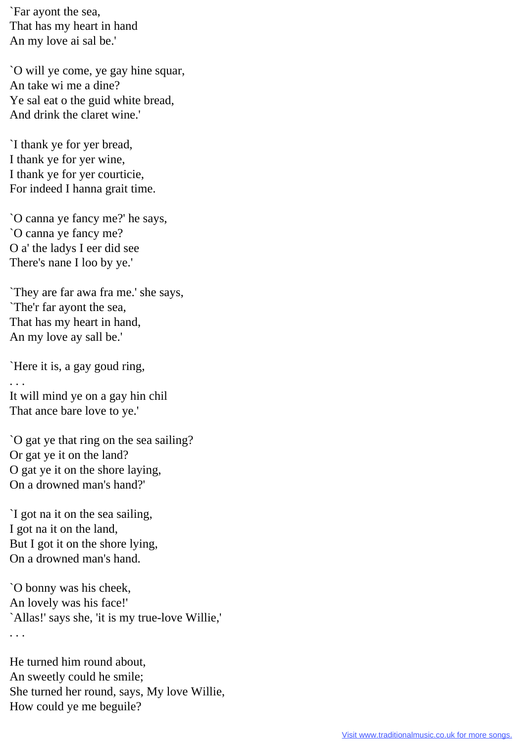`Far ayont the sea,
That has my heart in hand
An my love ai sal be.'

`O will ye come, ye gay hine squar,
An take wi me a dine?
Ye sal eat o the guid white bread,
And drink the claret wine.'

`I thank ye for yer bread,
I thank ye for yer wine,
I thank ye for yer courticie,
For indeed I hanna grait time.

`O canna ye fancy me?' he says,
`O canna ye fancy me?
O a' the ladys I eer did see
There's nane I loo by ye.'

`They are far awa fra me.' she says,
`The'r far ayont the sea,
That has my heart in hand,
An my love ay sall be.'

`Here it is, a gay goud ring,
. . .
It will mind ye on a gay hin chil
That ance bare love to ye.'

`O gat ye that ring on the sea sailing?
Or gat ye it on the land?
O gat ye it on the shore laying,
On a drowned man's hand?'

`I got na it on the sea sailing,
I got na it on the land,
But I got it on the shore lying,
On a drowned man's hand.

`O bonny was his cheek,
An lovely was his face!'
`Allas!' says she, 'it is my true-love Willie,'
. . .

He turned him round about,
An sweetly could he smile;
She turned her round, says, My love Willie,
How could ye me beguile?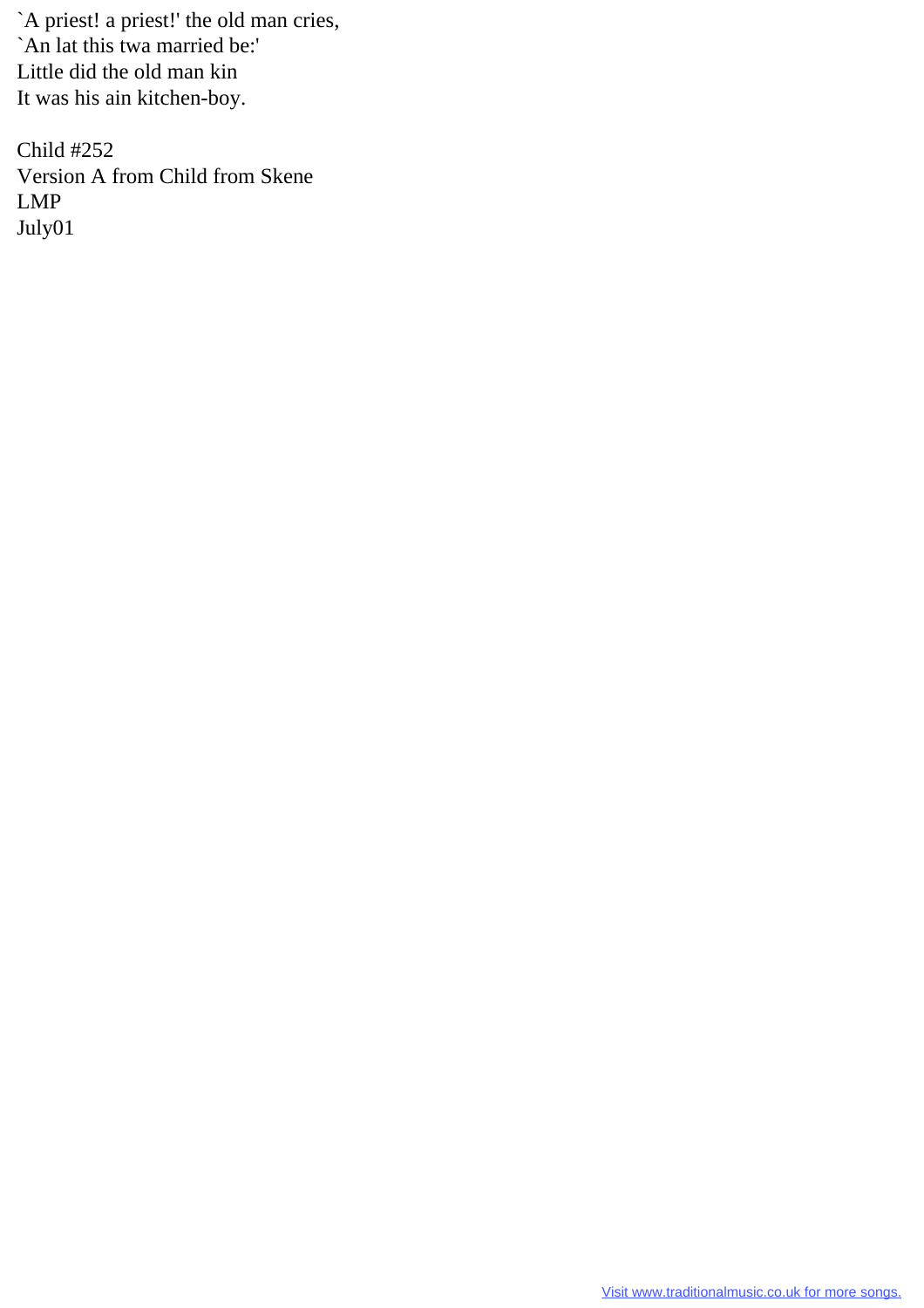`A priest! a priest!' the old man cries,
`An lat this twa married be:'
Little did the old man kin
It was his ain kitchen-boy.

Child #252
Version A from Child from Skene
LMP
July01